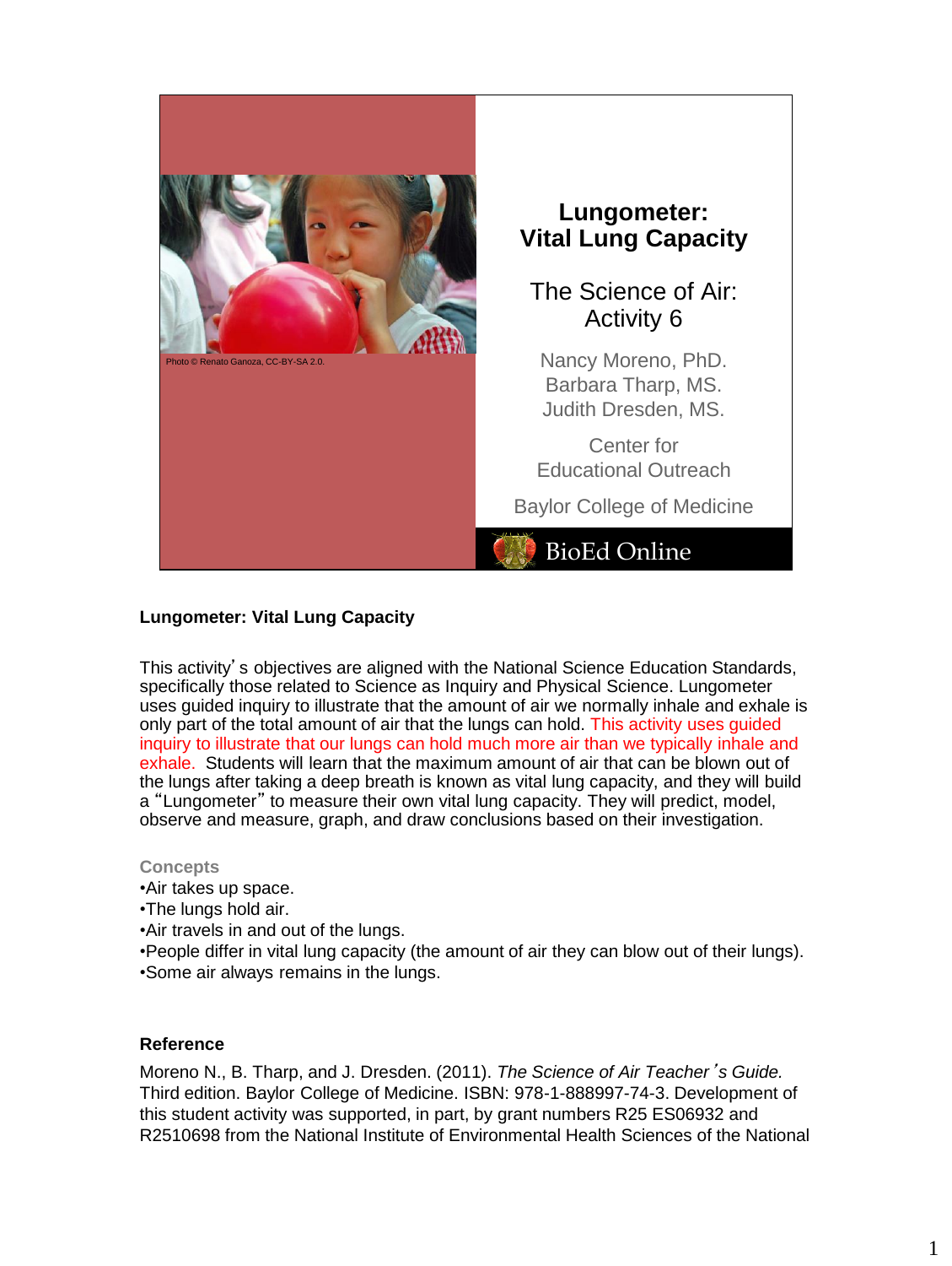# Lungometer: Vital Lung Capacity

## The Science of Air: Activity 6

Nancy Moreno, PhD.
Barbara Tharp, MS.
Judith Dresden, MS.

Center for Educational Outreach

Baylor College of Medicine

BioEd Online

Photo © Renato Ganoza, CC-BY-SA 2.0.

**Lungometer: Vital Lung Capacity**

This activity's objectives are aligned with the National Science Education Standards, specifically those related to Science as Inquiry and Physical Science. Lungometer uses guided inquiry to illustrate that the amount of air we normally inhale and exhale is only part of the total amount of air that the lungs can hold. This activity uses guided inquiry to illustrate that our lungs can hold much more air than we typically inhale and exhale. Students will learn that the maximum amount of air that can be blown out of the lungs after taking a deep breath is known as vital lung capacity, and they will build a "Lungometer" to measure their own vital lung capacity. They will predict, model, observe and measure, graph, and draw conclusions based on their investigation.

**Concepts**

- Air takes up space.
- The lungs hold air.
- Air travels in and out of the lungs.
- People differ in vital lung capacity (the amount of air they can blow out of their lungs).
- Some air always remains in the lungs.

**Reference**

Moreno N., B. Tharp, and J. Dresden. (2011). *The Science of Air Teacher's Guide.* Third edition. Baylor College of Medicine. ISBN: 978-1-888997-74-3. Development of this student activity was supported, in part, by grant numbers R25 ES06932 and R2510698 from the National Institute of Environmental Health Sciences of the National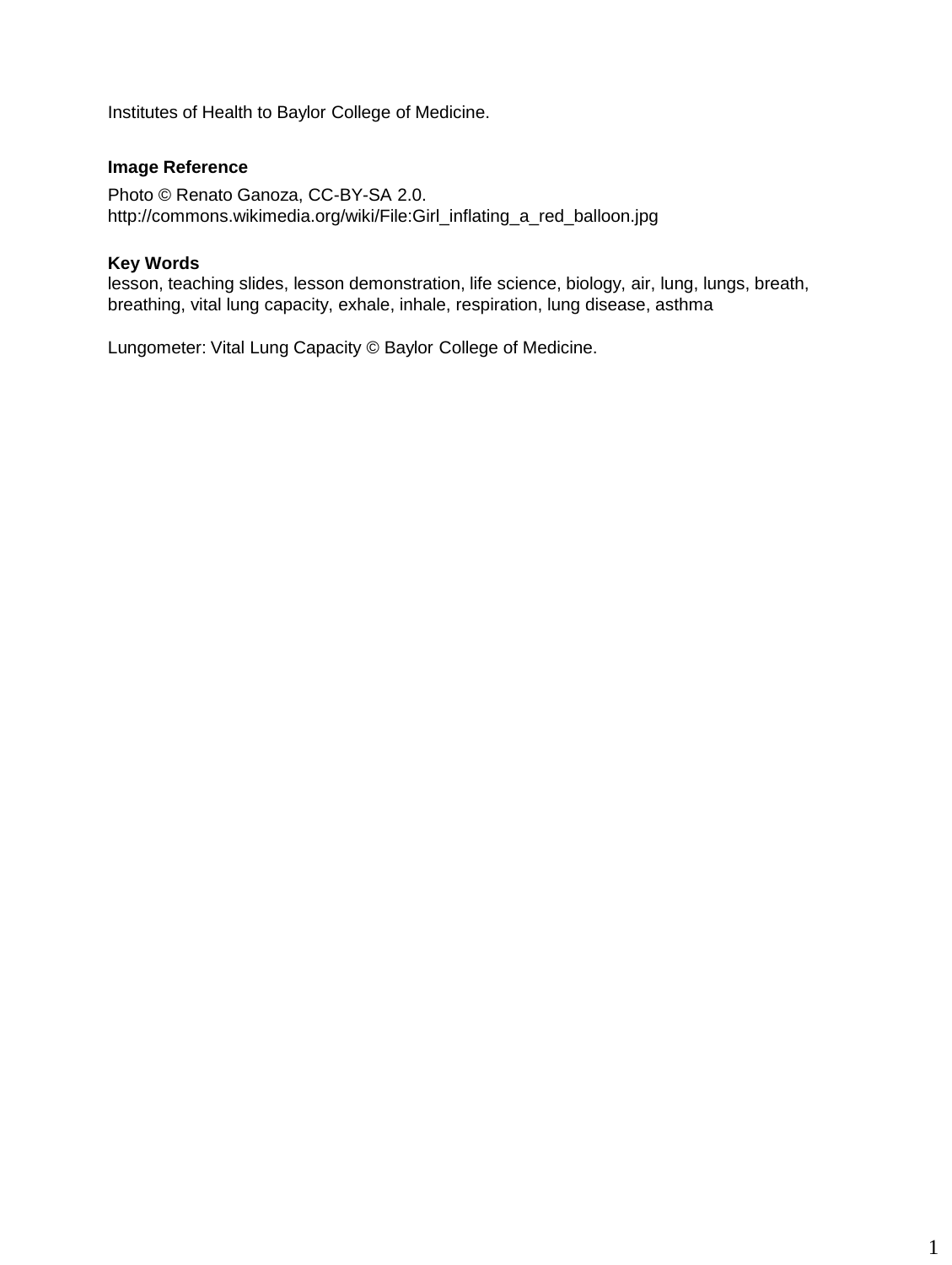Institutes of Health to Baylor College of Medicine.

**Image Reference**

Photo © Renato Ganoza, CC-BY-SA 2.0.
http://commons.wikimedia.org/wiki/File:Girl_inflating_a_red_balloon.jpg

**Key Words**
lesson, teaching slides, lesson demonstration, life science, biology, air, lung, lungs, breath, breathing, vital lung capacity, exhale, inhale, respiration, lung disease, asthma

Lungometer: Vital Lung Capacity © Baylor College of Medicine.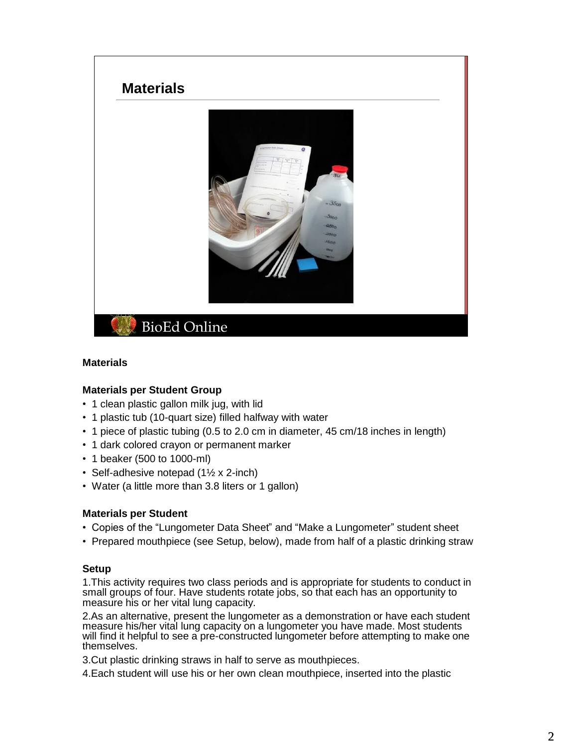## Materials

### Materials

**Materials per Student Group**

- 1 clean plastic gallon milk jug, with lid
- 1 plastic tub (10-quart size) filled halfway with water
- 1 piece of plastic tubing (0.5 to 2.0 cm in diameter, 45 cm/18 inches in length)
- 1 dark colored crayon or permanent marker
- 1 beaker (500 to 1000-ml)
- Self-adhesive notepad (1½ x 2-inch)
- Water (a little more than 3.8 liters or 1 gallon)

**Materials per Student**

- Copies of the “Lungometer Data Sheet” and “Make a Lungometer” student sheet
- Prepared mouthpiece (see Setup, below), made from half of a plastic drinking straw

**Setup**

1. This activity requires two class periods and is appropriate for students to conduct in small groups of four. Have students rotate jobs, so that each has an opportunity to measure his or her vital lung capacity.
2. As an alternative, present the lungometer as a demonstration or have each student measure his/her vital lung capacity on a lungometer you have made. Most students will find it helpful to see a pre-constructed lungometer before attempting to make one themselves.
3. Cut plastic drinking straws in half to serve as mouthpieces.
4. Each student will use his or her own clean mouthpiece, inserted into the plastic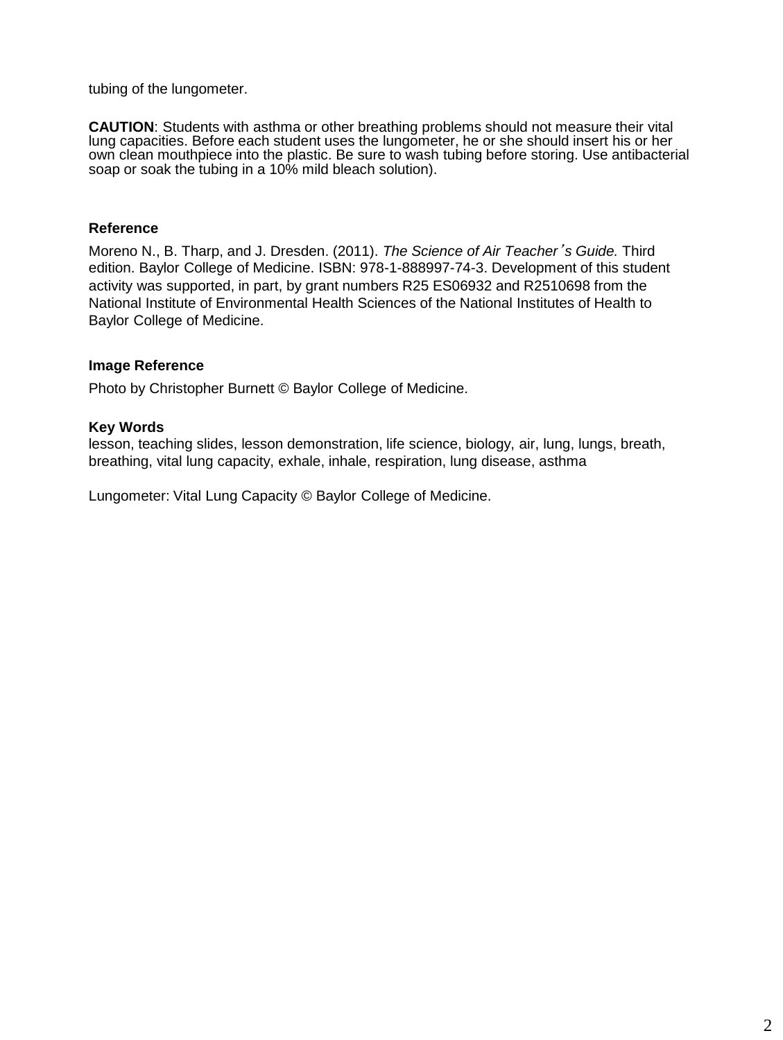tubing of the lungometer.

**CAUTION**: Students with asthma or other breathing problems should not measure their vital lung capacities. Before each student uses the lungometer, he or she should insert his or her own clean mouthpiece into the plastic. Be sure to wash tubing before storing. Use antibacterial soap or soak the tubing in a 10% mild bleach solution).

**Reference**

Moreno N., B. Tharp, and J. Dresden. (2011). *The Science of Air Teacher's Guide.* Third edition. Baylor College of Medicine. ISBN: 978-1-888997-74-3. Development of this student activity was supported, in part, by grant numbers R25 ES06932 and R2510698 from the National Institute of Environmental Health Sciences of the National Institutes of Health to Baylor College of Medicine.

**Image Reference**

Photo by Christopher Burnett © Baylor College of Medicine.

**Key Words**

lesson, teaching slides, lesson demonstration, life science, biology, air, lung, lungs, breath, breathing, vital lung capacity, exhale, inhale, respiration, lung disease, asthma

Lungometer: Vital Lung Capacity © Baylor College of Medicine.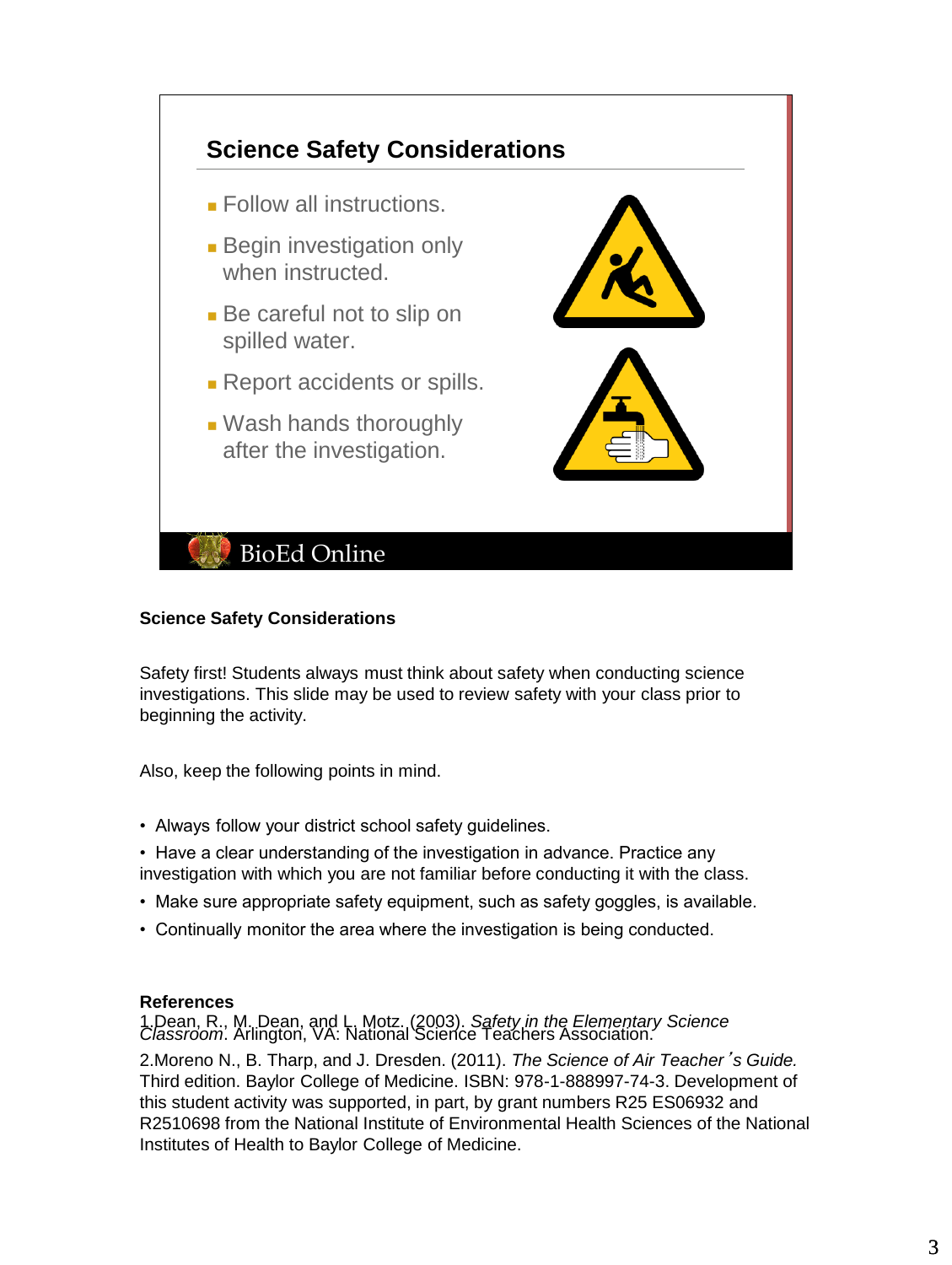## Science Safety Considerations

- Follow all instructions.
- Begin investigation only when instructed.
- Be careful not to slip on spilled water.
- Report accidents or spills.
- Wash hands thoroughly after the investigation.

BioEd Online

### Science Safety Considerations

Safety first! Students always must think about safety when conducting science investigations. This slide may be used to review safety with your class prior to beginning the activity.

Also, keep the following points in mind.

- Always follow your district school safety guidelines.
- Have a clear understanding of the investigation in advance. Practice any investigation with which you are not familiar before conducting it with the class.
- Make sure appropriate safety equipment, such as safety goggles, is available.
- Continually monitor the area where the investigation is being conducted.

**References**

1. Dean, R., M. Dean, and L. Motz. (2003). *Safety in the Elementary Science Classroom*. Arlington, VA: National Science Teachers Association.

2. Moreno N., B. Tharp, and J. Dresden. (2011). *The Science of Air Teacher's Guide.* Third edition. Baylor College of Medicine. ISBN: 978-1-888997-74-3. Development of this student activity was supported, in part, by grant numbers R25 ES06932 and R2510698 from the National Institute of Environmental Health Sciences of the National Institutes of Health to Baylor College of Medicine.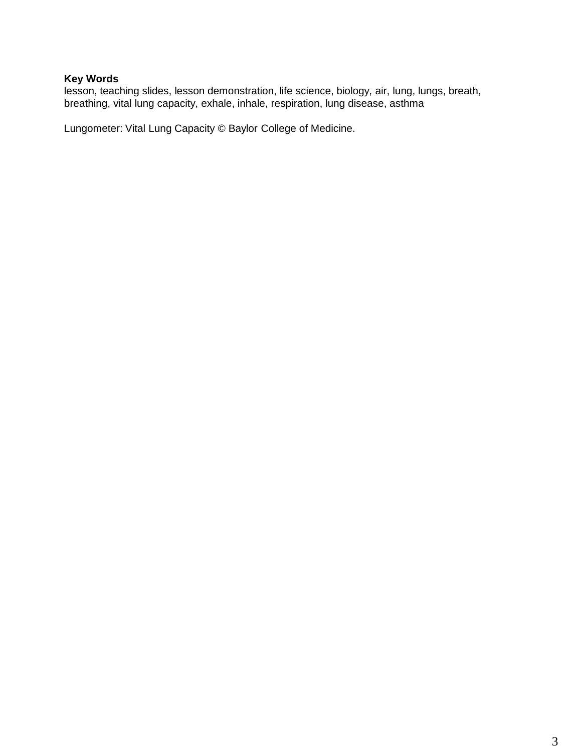**Key Words**
lesson, teaching slides, lesson demonstration, life science, biology, air, lung, lungs, breath, breathing, vital lung capacity, exhale, inhale, respiration, lung disease, asthma

Lungometer: Vital Lung Capacity © Baylor College of Medicine.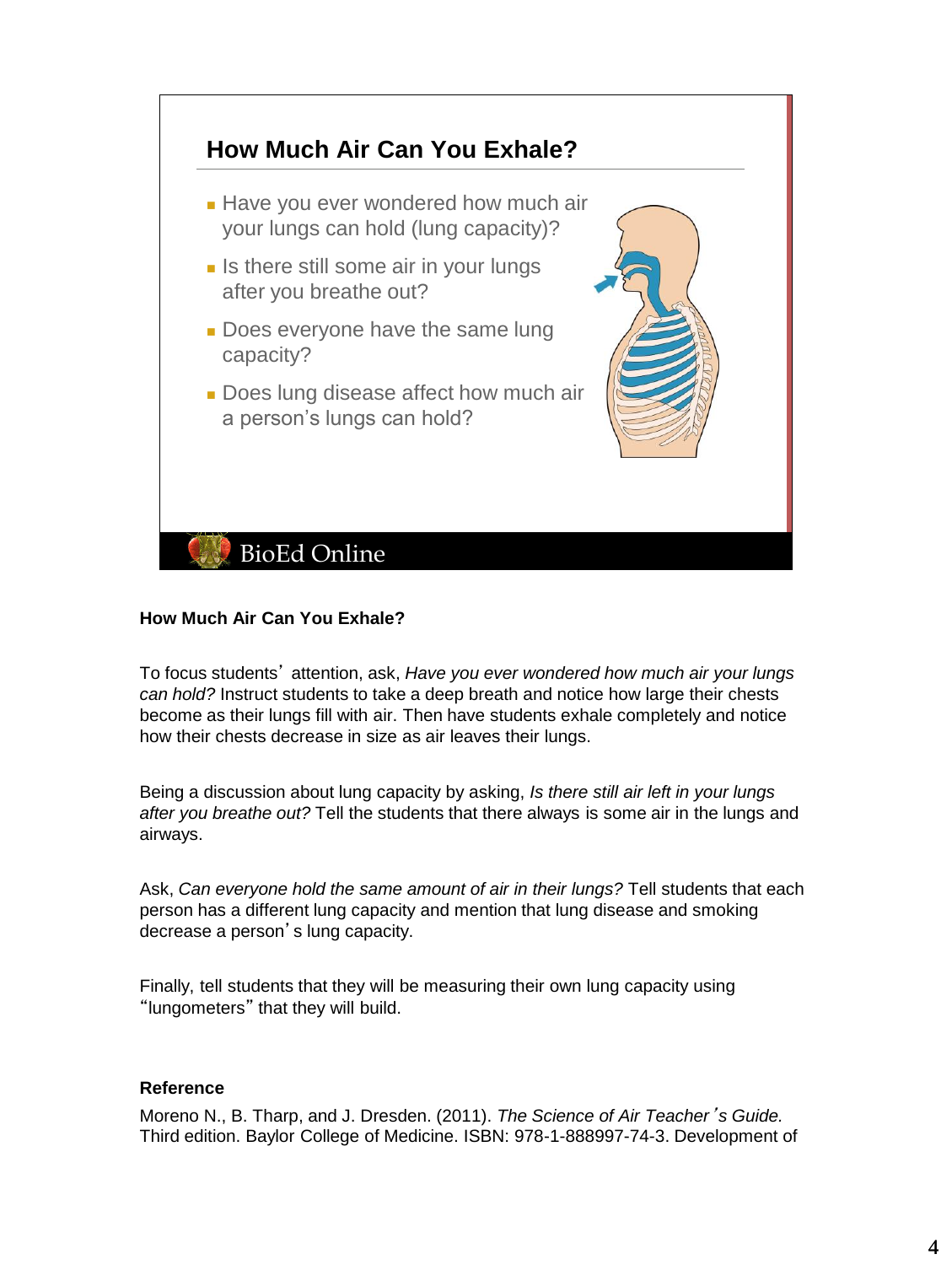## How Much Air Can You Exhale?

- Have you ever wondered how much air your lungs can hold (lung capacity)?
- Is there still some air in your lungs after you breathe out?
- Does everyone have the same lung capacity?
- Does lung disease affect how much air a person's lungs can hold?

BioEd Online

**How Much Air Can You Exhale?**

To focus students' attention, ask, *Have you ever wondered how much air your lungs can hold?* Instruct students to take a deep breath and notice how large their chests become as their lungs fill with air. Then have students exhale completely and notice how their chests decrease in size as air leaves their lungs.

Being a discussion about lung capacity by asking, *Is there still air left in your lungs after you breathe out?* Tell the students that there always is some air in the lungs and airways.

Ask, *Can everyone hold the same amount of air in their lungs?* Tell students that each person has a different lung capacity and mention that lung disease and smoking decrease a person's lung capacity.

Finally, tell students that they will be measuring their own lung capacity using "lungometers" that they will build.

**Reference**

Moreno N., B. Tharp, and J. Dresden. (2011). *The Science of Air Teacher's Guide.* Third edition. Baylor College of Medicine. ISBN: 978-1-888997-74-3. Development of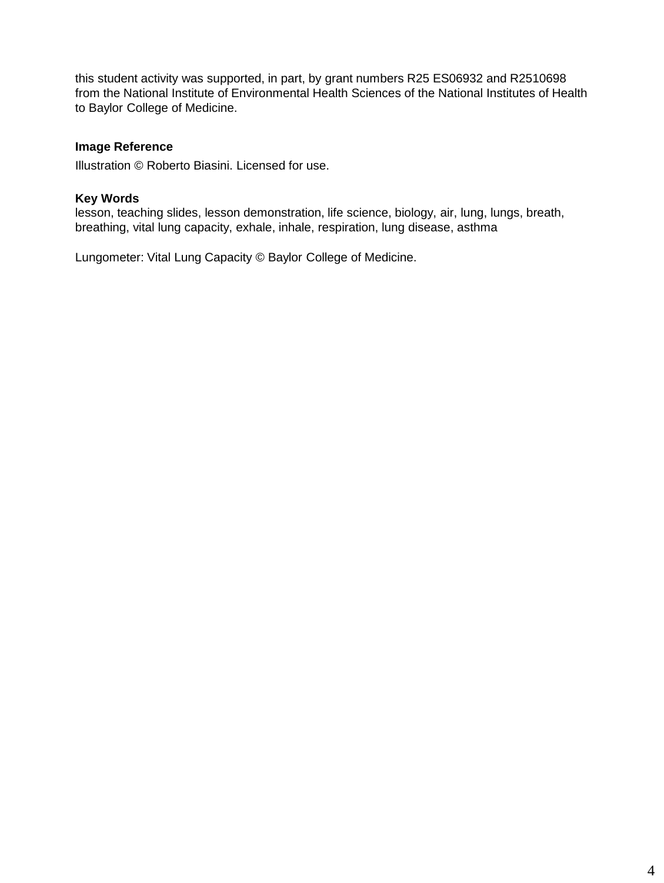this student activity was supported, in part, by grant numbers R25 ES06932 and R2510698 from the National Institute of Environmental Health Sciences of the National Institutes of Health to Baylor College of Medicine.

**Image Reference**

Illustration © Roberto Biasini. Licensed for use.

**Key Words**

lesson, teaching slides, lesson demonstration, life science, biology, air, lung, lungs, breath, breathing, vital lung capacity, exhale, inhale, respiration, lung disease, asthma

Lungometer: Vital Lung Capacity © Baylor College of Medicine.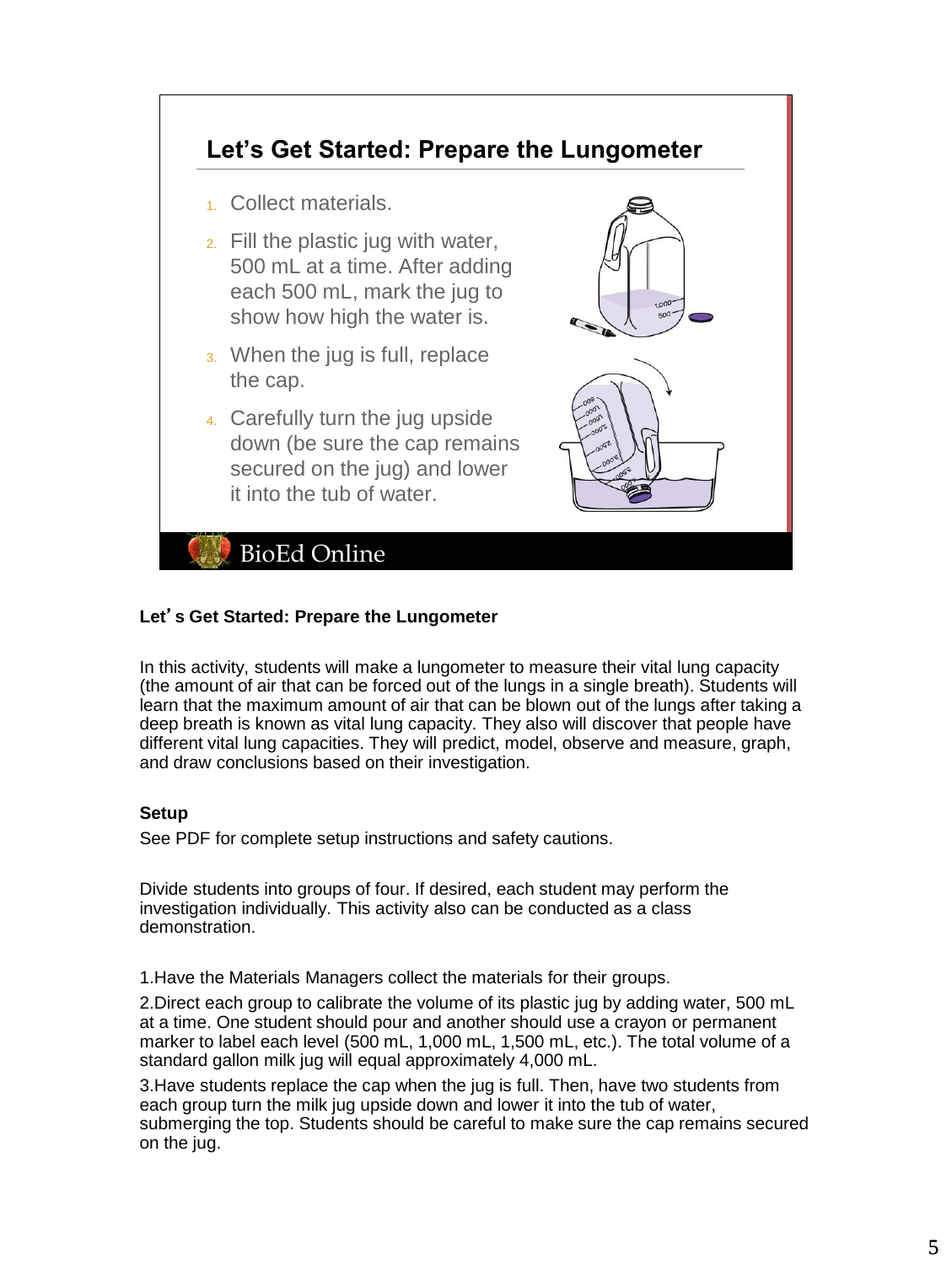## Let's Get Started: Prepare the Lungometer

1. Collect materials.
2. Fill the plastic jug with water, 500 mL at a time. After adding each 500 mL, mark the jug to show how high the water is.
3. When the jug is full, replace the cap.
4. Carefully turn the jug upside down (be sure the cap remains secured on the jug) and lower it into the tub of water.

BioEd Online

**Let's Get Started: Prepare the Lungometer**

In this activity, students will make a lungometer to measure their vital lung capacity (the amount of air that can be forced out of the lungs in a single breath). Students will learn that the maximum amount of air that can be blown out of the lungs after taking a deep breath is known as vital lung capacity. They also will discover that people have different vital lung capacities. They will predict, model, observe and measure, graph, and draw conclusions based on their investigation.

**Setup**

See PDF for complete setup instructions and safety cautions.

Divide students into groups of four. If desired, each student may perform the investigation individually. This activity also can be conducted as a class demonstration.

1. Have the Materials Managers collect the materials for their groups.
2. Direct each group to calibrate the volume of its plastic jug by adding water, 500 mL at a time. One student should pour and another should use a crayon or permanent marker to label each level (500 mL, 1,000 mL, 1,500 mL, etc.). The total volume of a standard gallon milk jug will equal approximately 4,000 mL.
3. Have students replace the cap when the jug is full. Then, have two students from each group turn the milk jug upside down and lower it into the tub of water, submerging the top. Students should be careful to make sure the cap remains secured on the jug.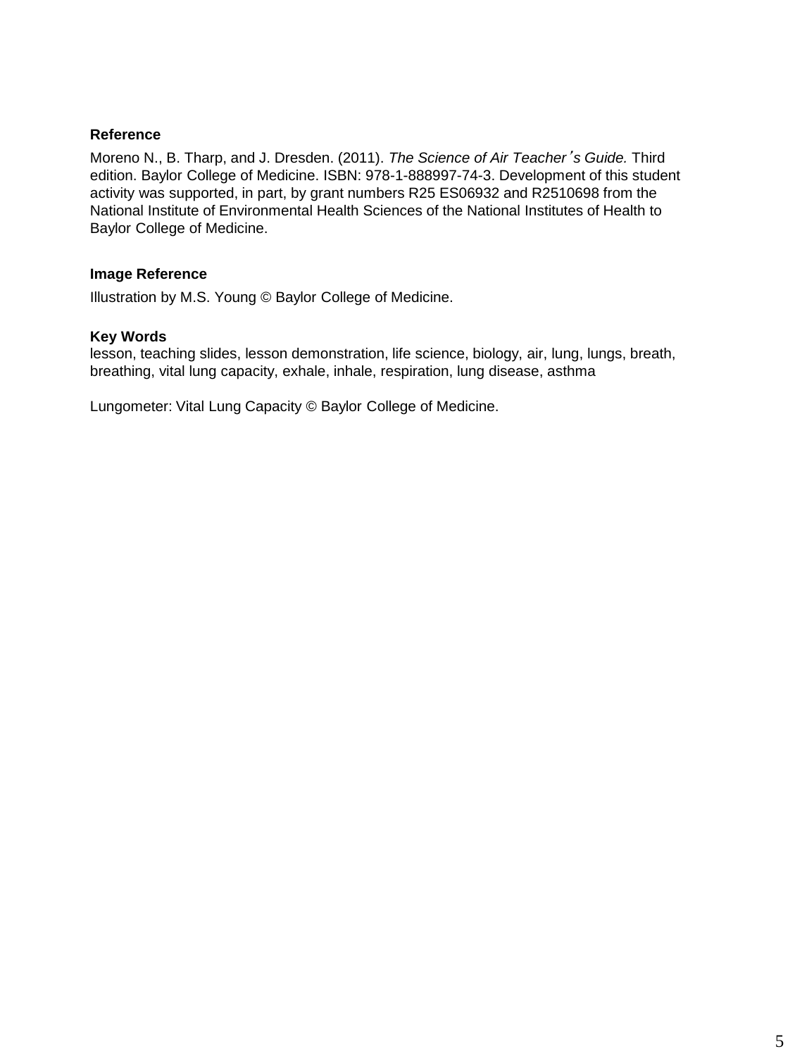**Reference**

Moreno N., B. Tharp, and J. Dresden. (2011). *The Science of Air Teacher's Guide.* Third edition. Baylor College of Medicine. ISBN: 978-1-888997-74-3. Development of this student activity was supported, in part, by grant numbers R25 ES06932 and R2510698 from the National Institute of Environmental Health Sciences of the National Institutes of Health to Baylor College of Medicine.

**Image Reference**

Illustration by M.S. Young © Baylor College of Medicine.

**Key Words**

lesson, teaching slides, lesson demonstration, life science, biology, air, lung, lungs, breath, breathing, vital lung capacity, exhale, inhale, respiration, lung disease, asthma

Lungometer: Vital Lung Capacity © Baylor College of Medicine.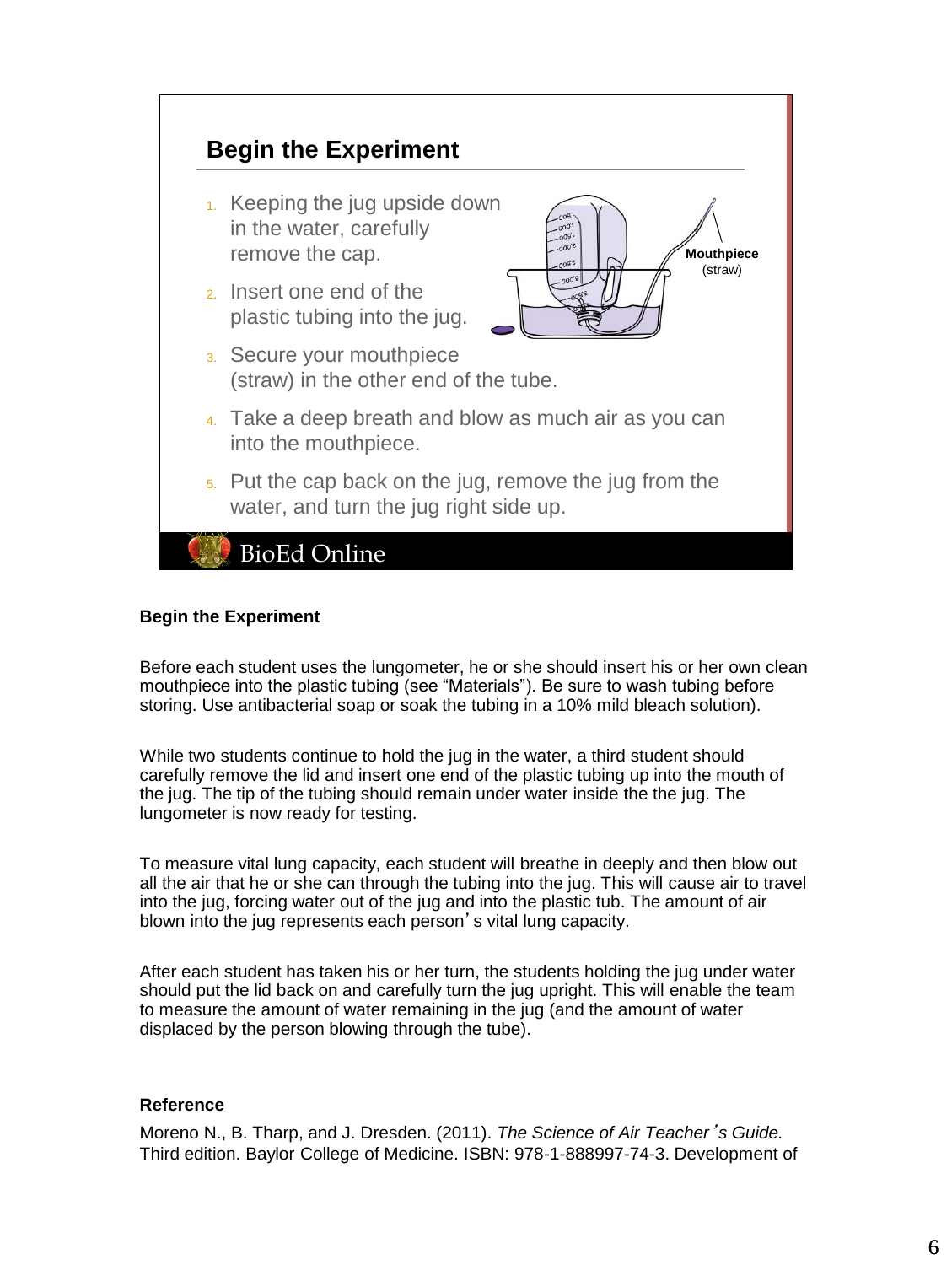## Begin the Experiment

1. Keeping the jug upside down in the water, carefully remove the cap.
2. Insert one end of the plastic tubing into the jug.
3. Secure your mouthpiece (straw) in the other end of the tube.
4. Take a deep breath and blow as much air as you can into the mouthpiece.
5. Put the cap back on the jug, remove the jug from the water, and turn the jug right side up.

Mouthpiece (straw)

BioEd Online

### Begin the Experiment

Before each student uses the lungometer, he or she should insert his or her own clean mouthpiece into the plastic tubing (see "Materials"). Be sure to wash tubing before storing. Use antibacterial soap or soak the tubing in a 10% mild bleach solution).

While two students continue to hold the jug in the water, a third student should carefully remove the lid and insert one end of the plastic tubing up into the mouth of the jug. The tip of the tubing should remain under water inside the the jug. The lungometer is now ready for testing.

To measure vital lung capacity, each student will breathe in deeply and then blow out all the air that he or she can through the tubing into the jug. This will cause air to travel into the jug, forcing water out of the jug and into the plastic tub. The amount of air blown into the jug represents each person's vital lung capacity.

After each student has taken his or her turn, the students holding the jug under water should put the lid back on and carefully turn the jug upright. This will enable the team to measure the amount of water remaining in the jug (and the amount of water displaced by the person blowing through the tube).

**Reference**

Moreno N., B. Tharp, and J. Dresden. (2011). *The Science of Air Teacher's Guide.* Third edition. Baylor College of Medicine. ISBN: 978-1-888997-74-3. Development of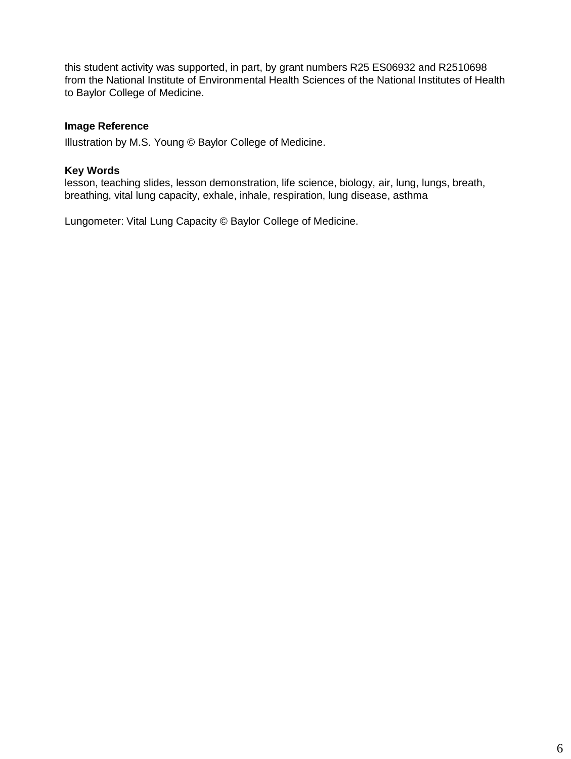this student activity was supported, in part, by grant numbers R25 ES06932 and R2510698 from the National Institute of Environmental Health Sciences of the National Institutes of Health to Baylor College of Medicine.

**Image Reference**

Illustration by M.S. Young © Baylor College of Medicine.

**Key Words**

lesson, teaching slides, lesson demonstration, life science, biology, air, lung, lungs, breath, breathing, vital lung capacity, exhale, inhale, respiration, lung disease, asthma

Lungometer: Vital Lung Capacity © Baylor College of Medicine.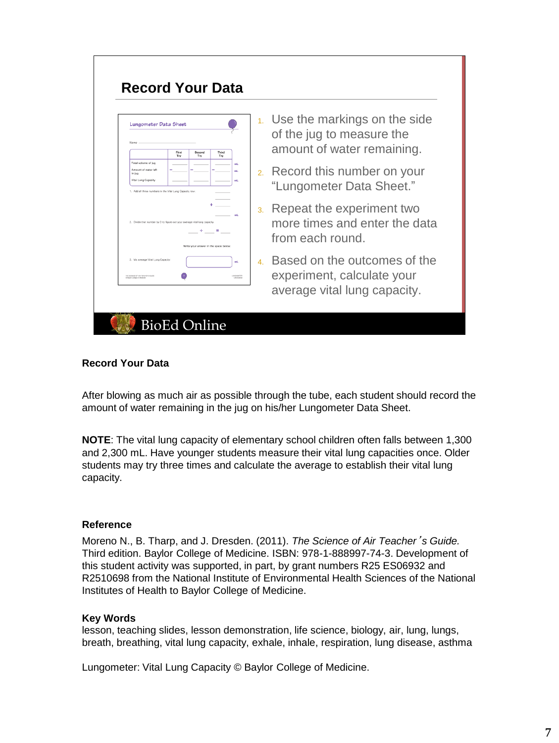## Record Your Data

1. Use the markings on the side of the jug to measure the amount of water remaining.
2. Record this number on your "Lungometer Data Sheet."
3. Repeat the experiment two more times and enter the data from each round.
4. Based on the outcomes of the experiment, calculate your average vital lung capacity.

BioEd Online

### Record Your Data

After blowing as much air as possible through the tube, each student should record the amount of water remaining in the jug on his/her Lungometer Data Sheet.

**NOTE**: The vital lung capacity of elementary school children often falls between 1,300 and 2,300 mL. Have younger students measure their vital lung capacities once. Older students may try three times and calculate the average to establish their vital lung capacity.

### Reference

Moreno N., B. Tharp, and J. Dresden. (2011). *The Science of Air Teacher's Guide.* Third edition. Baylor College of Medicine. ISBN: 978-1-888997-74-3. Development of this student activity was supported, in part, by grant numbers R25 ES06932 and R2510698 from the National Institute of Environmental Health Sciences of the National Institutes of Health to Baylor College of Medicine.

### Key Words

lesson, teaching slides, lesson demonstration, life science, biology, air, lung, lungs, breath, breathing, vital lung capacity, exhale, inhale, respiration, lung disease, asthma

Lungometer: Vital Lung Capacity © Baylor College of Medicine.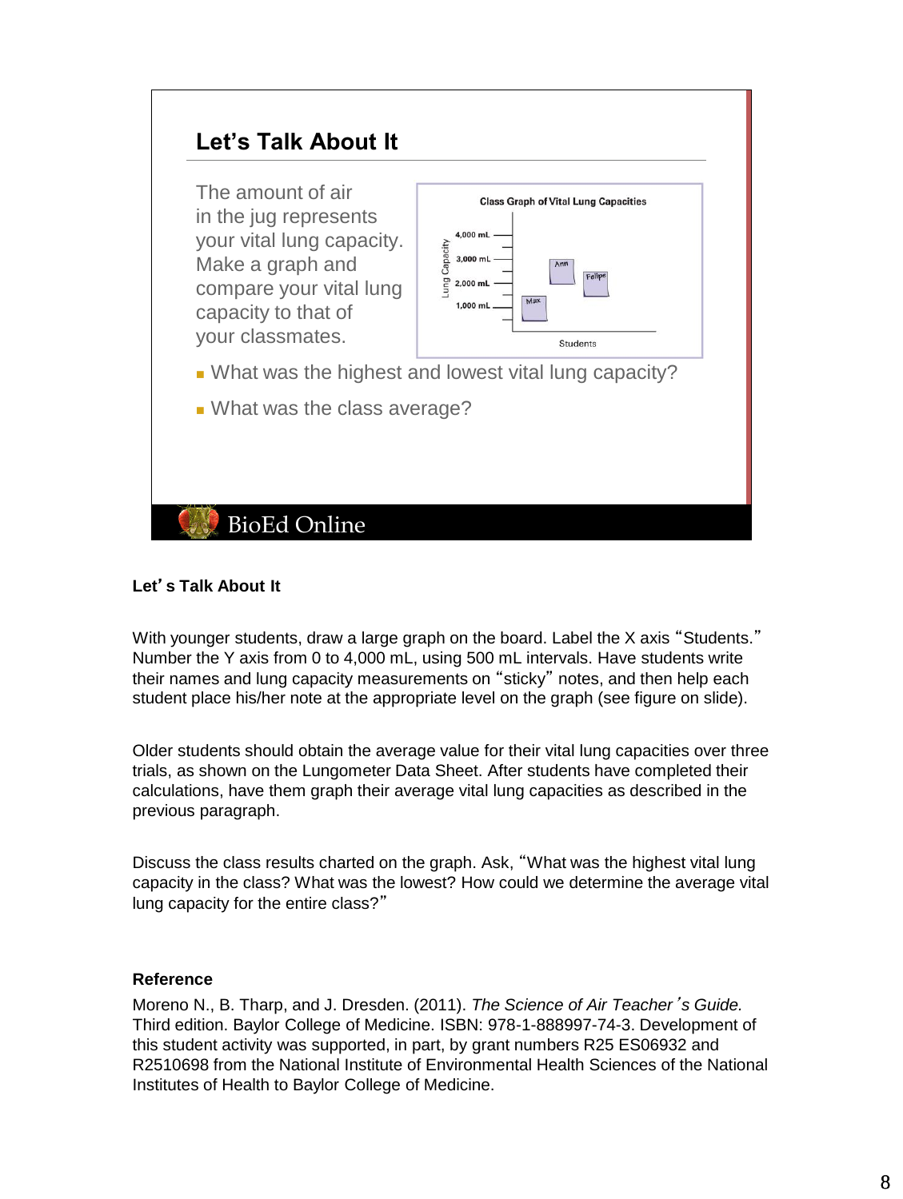## Let's Talk About It

The amount of air in the jug represents your vital lung capacity. Make a graph and compare your vital lung capacity to that of your classmates.

Class Graph of Vital Lung Capacities

- What was the highest and lowest vital lung capacity?
- What was the class average?

BioEd Online

**Let's Talk About It**

With younger students, draw a large graph on the board. Label the X axis "Students." Number the Y axis from 0 to 4,000 mL, using 500 mL intervals. Have students write their names and lung capacity measurements on "sticky" notes, and then help each student place his/her note at the appropriate level on the graph (see figure on slide).

Older students should obtain the average value for their vital lung capacities over three trials, as shown on the Lungometer Data Sheet. After students have completed their calculations, have them graph their average vital lung capacities as described in the previous paragraph.

Discuss the class results charted on the graph. Ask, "What was the highest vital lung capacity in the class? What was the lowest? How could we determine the average vital lung capacity for the entire class?"

**Reference**

Moreno N., B. Tharp, and J. Dresden. (2011). *The Science of Air Teacher's Guide.* Third edition. Baylor College of Medicine. ISBN: 978-1-888997-74-3. Development of this student activity was supported, in part, by grant numbers R25 ES06932 and R2510698 from the National Institute of Environmental Health Sciences of the National Institutes of Health to Baylor College of Medicine.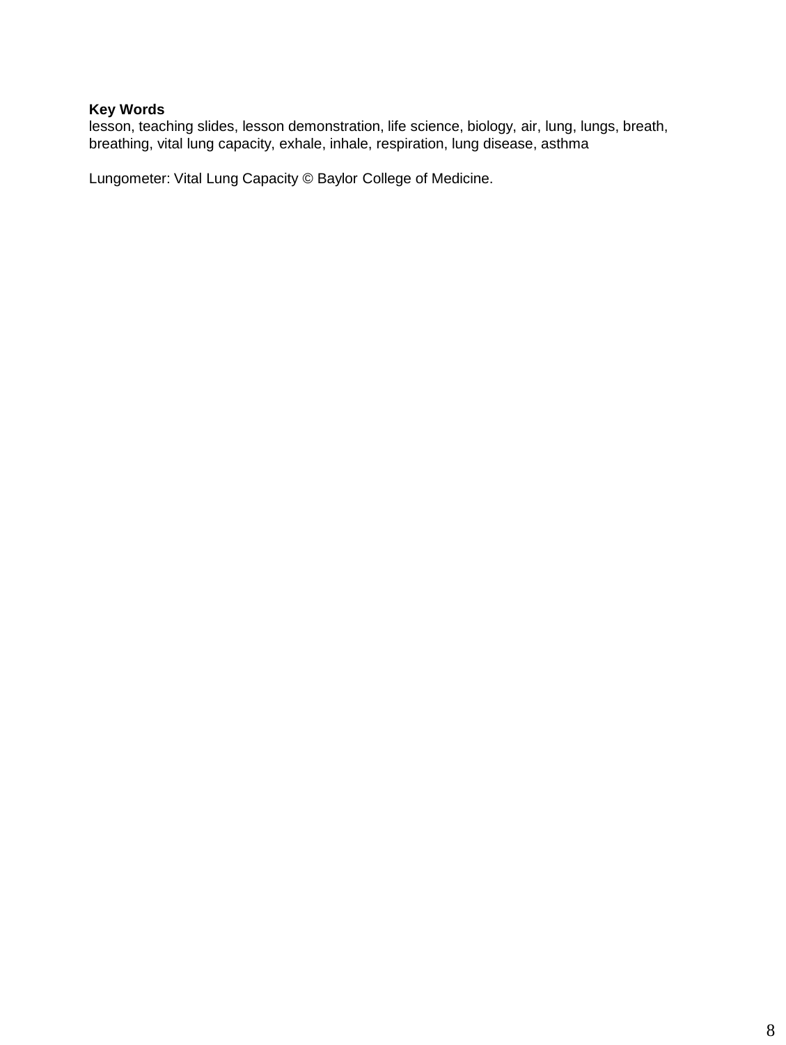**Key Words**
lesson, teaching slides, lesson demonstration, life science, biology, air, lung, lungs, breath, breathing, vital lung capacity, exhale, inhale, respiration, lung disease, asthma

Lungometer: Vital Lung Capacity © Baylor College of Medicine.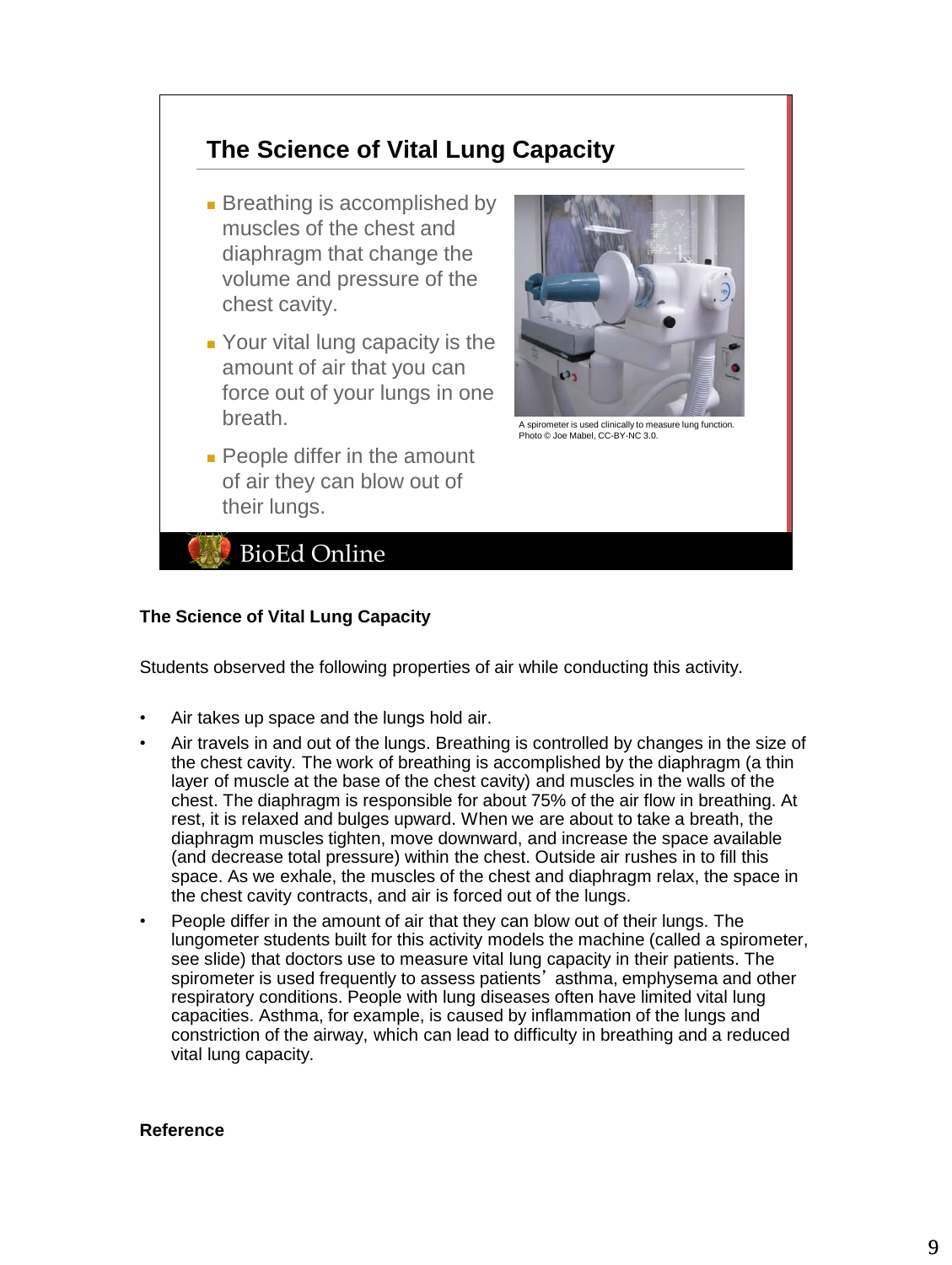## The Science of Vital Lung Capacity

- Breathing is accomplished by muscles of the chest and diaphragm that change the volume and pressure of the chest cavity.
- Your vital lung capacity is the amount of air that you can force out of your lungs in one breath.
- People differ in the amount of air they can blow out of their lungs.

A spirometer is used clinically to measure lung function. Photo © Joe Mabel, CC-BY-NC 3.0.

BioEd Online

**The Science of Vital Lung Capacity**

Students observed the following properties of air while conducting this activity.

- Air takes up space and the lungs hold air.
- Air travels in and out of the lungs. Breathing is controlled by changes in the size of the chest cavity. The work of breathing is accomplished by the diaphragm (a thin layer of muscle at the base of the chest cavity) and muscles in the walls of the chest. The diaphragm is responsible for about 75% of the air flow in breathing. At rest, it is relaxed and bulges upward. When we are about to take a breath, the diaphragm muscles tighten, move downward, and increase the space available (and decrease total pressure) within the chest. Outside air rushes in to fill this space. As we exhale, the muscles of the chest and diaphragm relax, the space in the chest cavity contracts, and air is forced out of the lungs.
- People differ in the amount of air that they can blow out of their lungs. The lungometer students built for this activity models the machine (called a spirometer, see slide) that doctors use to measure vital lung capacity in their patients. The spirometer is used frequently to assess patients' asthma, emphysema and other respiratory conditions. People with lung diseases often have limited vital lung capacities. Asthma, for example, is caused by inflammation of the lungs and constriction of the airway, which can lead to difficulty in breathing and a reduced vital lung capacity.

**Reference**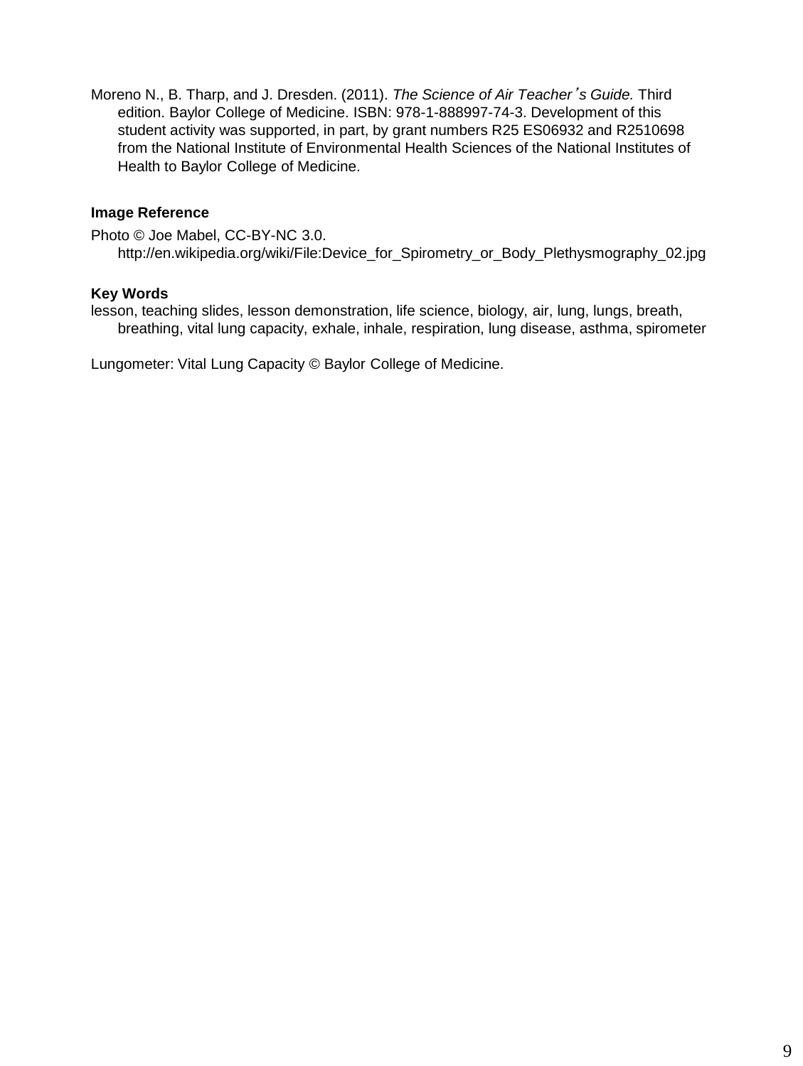Moreno N., B. Tharp, and J. Dresden. (2011). *The Science of Air Teacher's Guide.* Third edition. Baylor College of Medicine. ISBN: 978-1-888997-74-3. Development of this student activity was supported, in part, by grant numbers R25 ES06932 and R2510698 from the National Institute of Environmental Health Sciences of the National Institutes of Health to Baylor College of Medicine.

**Image Reference**

Photo © Joe Mabel, CC-BY-NC 3.0. http://en.wikipedia.org/wiki/File:Device_for_Spirometry_or_Body_Plethysmography_02.jpg

**Key Words**

lesson, teaching slides, lesson demonstration, life science, biology, air, lung, lungs, breath, breathing, vital lung capacity, exhale, inhale, respiration, lung disease, asthma, spirometer

Lungometer: Vital Lung Capacity © Baylor College of Medicine.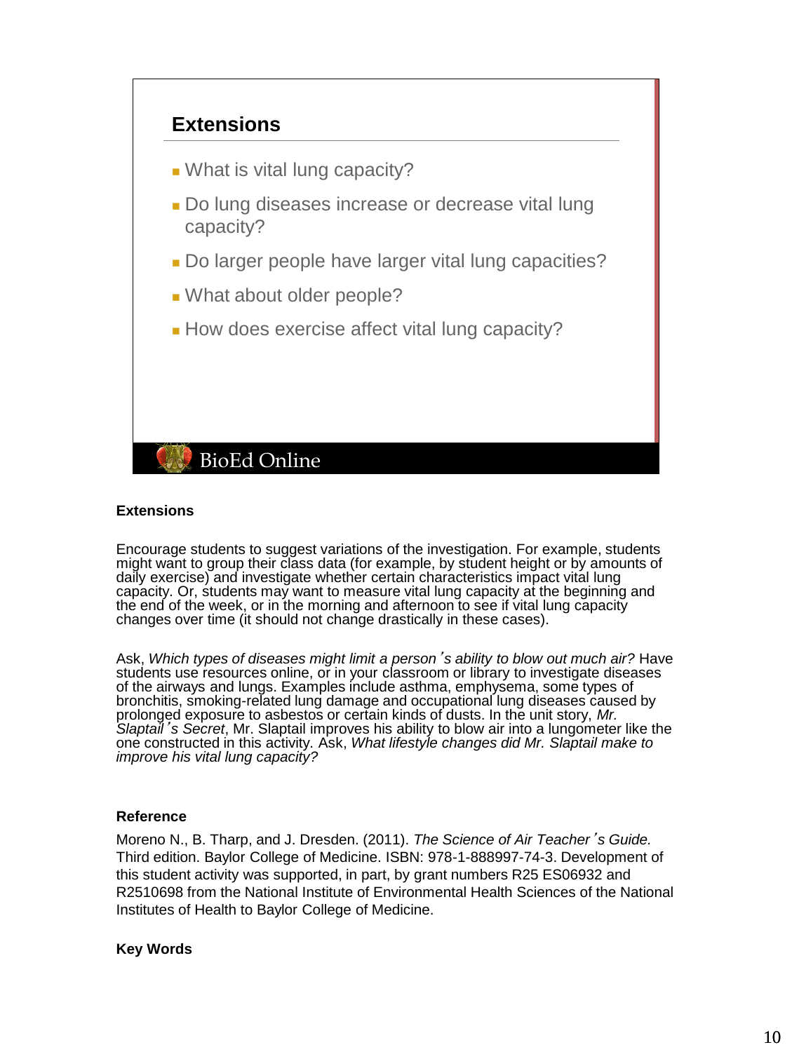## Extensions

- What is vital lung capacity?
- Do lung diseases increase or decrease vital lung capacity?
- Do larger people have larger vital lung capacities?
- What about older people?
- How does exercise affect vital lung capacity?

BioEd Online

**Extensions**

Encourage students to suggest variations of the investigation. For example, students might want to group their class data (for example, by student height or by amounts of daily exercise) and investigate whether certain characteristics impact vital lung capacity. Or, students may want to measure vital lung capacity at the beginning and the end of the week, or in the morning and afternoon to see if vital lung capacity changes over time (it should not change drastically in these cases).

Ask, *Which types of diseases might limit a person's ability to blow out much air?* Have students use resources online, or in your classroom or library to investigate diseases of the airways and lungs. Examples include asthma, emphysema, some types of bronchitis, smoking-related lung damage and occupational lung diseases caused by prolonged exposure to asbestos or certain kinds of dusts. In the unit story, *Mr. Slaptail's Secret*, Mr. Slaptail improves his ability to blow air into a lungometer like the one constructed in this activity. Ask, *What lifestyle changes did Mr. Slaptail make to improve his vital lung capacity?*

**Reference**

Moreno N., B. Tharp, and J. Dresden. (2011). *The Science of Air Teacher's Guide.* Third edition. Baylor College of Medicine. ISBN: 978-1-888997-74-3. Development of this student activity was supported, in part, by grant numbers R25 ES06932 and R2510698 from the National Institute of Environmental Health Sciences of the National Institutes of Health to Baylor College of Medicine.

**Key Words**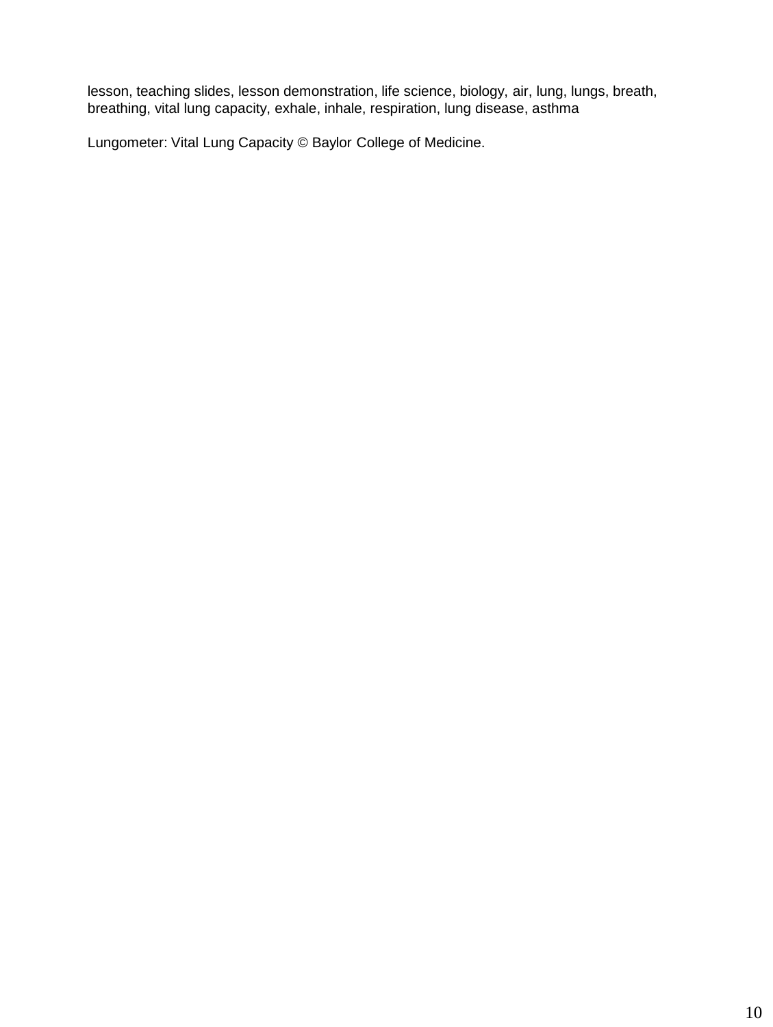lesson, teaching slides, lesson demonstration, life science, biology, air, lung, lungs, breath, breathing, vital lung capacity, exhale, inhale, respiration, lung disease, asthma

Lungometer: Vital Lung Capacity © Baylor College of Medicine.